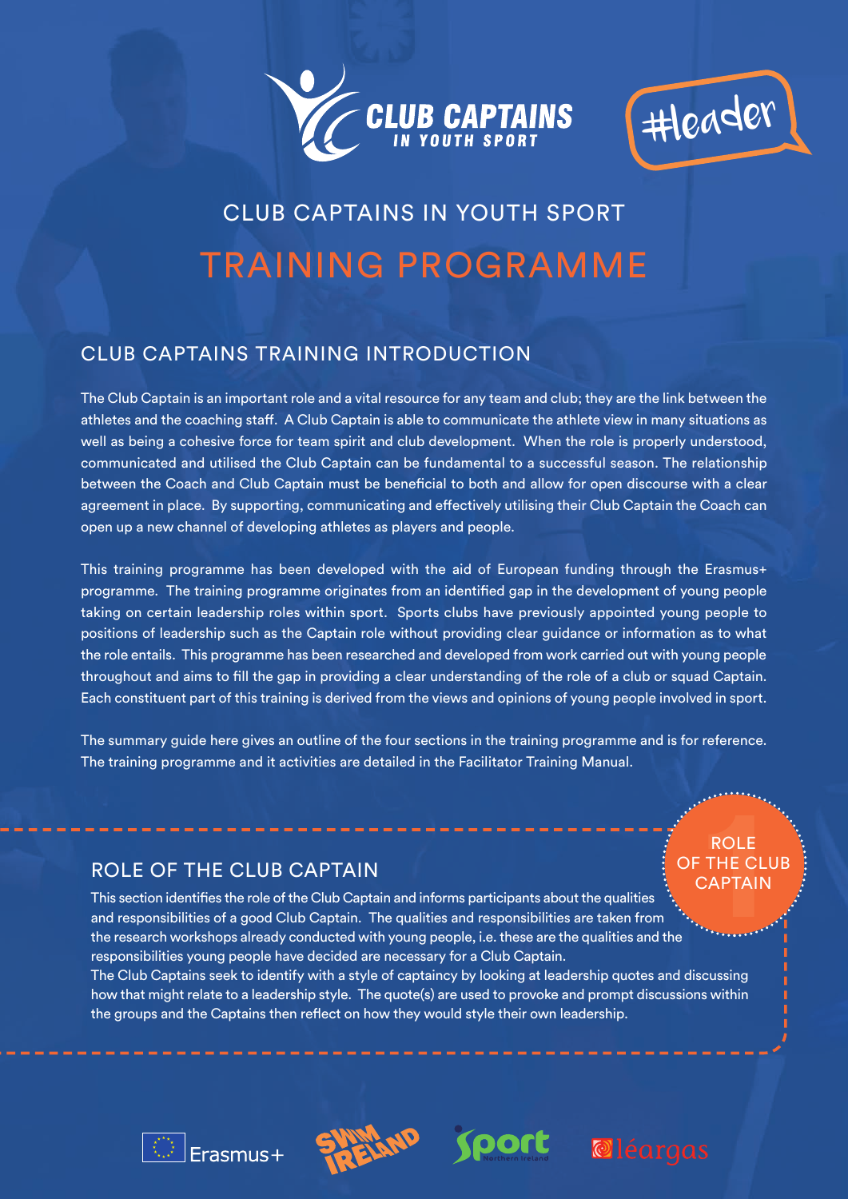CLUB CAPTAINS IN YOUTH SPORT

#leader

# CLUB CAPTAINS IN YOUTH SPORT

# TRAINING PROGRAMME

## CLUB CAPTAINS TRAINING INTRODUCTION

The Club Captain is an important role and a vital resource for any team and club; they are the link between the athletes and the coaching staff. A Club Captain is able to communicate the athlete view in many situations as well as being a cohesive force for team spirit and club development. When the role is properly understood, communicated and utilised the Club Captain can be fundamental to a successful season. The relationship between the Coach and Club Captain must be beneficial to both and allow for open discourse with a clear agreement in place. By supporting, communicating and effectively utilising their Club Captain the Coach can open up a new channel of developing athletes as players and people.

This training programme has been developed with the aid of European funding through the Erasmus+ programme. The training programme originates from an identified gap in the development of young people taking on certain leadership roles within sport. Sports clubs have previously appointed young people to positions of leadership such as the Captain role without providing clear guidance or information as to what the role entails. This programme has been researched and developed from work carried out with young people throughout and aims to fill the gap in providing a clear understanding of the role of a club or squad Captain. Each constituent part of this training is derived from the views and opinions of young people involved in sport.

The summary guide here gives an outline of the four sections in the training programme and is for reference. The training programme and it activities are detailed in the Facilitator Training Manual.

## ROLE OF THE CLUB CAPTAIN

1 ROLE OF THE CLUB CAPTAIN

This section identifies the role of the Club Captain and informs participants about the qualities and responsibilities of a good Club Captain. The qualities and responsibilities are taken from the research workshops already conducted with young people, i.e. these are the qualities and the responsibilities young people have decided are necessary for a Club Captain.
The Club Captains seek to identify with a style of captaincy by looking at leadership quotes and discussing how that might relate to a leadership style. The quote(s) are used to provoke and prompt discussions within the groups and the Captains then reflect on how they would style their own leadership.

Erasmus+ | Swim Ireland | Sport Northern Ireland | léargas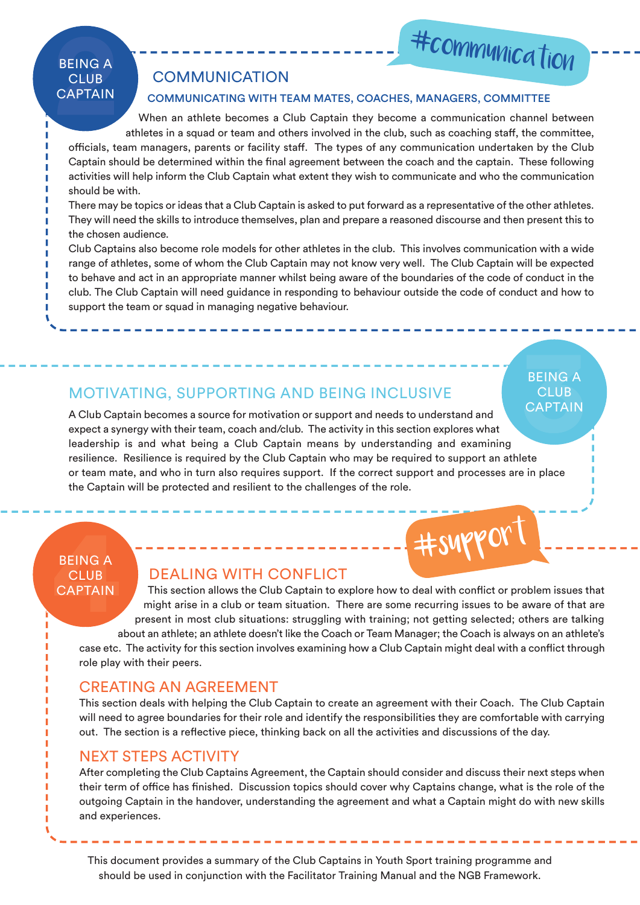BEING A CLUB CAPTAIN 2

#communication

## COMMUNICATION

### COMMUNICATING WITH TEAM MATES, COACHES, MANAGERS, COMMITTEE

When an athlete becomes a Club Captain they become a communication channel between athletes in a squad or team and others involved in the club, such as coaching staff, the committee, officials, team managers, parents or facility staff. The types of any communication undertaken by the Club Captain should be determined within the final agreement between the coach and the captain. These following activities will help inform the Club Captain what extent they wish to communicate and who the communication should be with.

There may be topics or ideas that a Club Captain is asked to put forward as a representative of the other athletes. They will need the skills to introduce themselves, plan and prepare a reasoned discourse and then present this to the chosen audience.

Club Captains also become role models for other athletes in the club. This involves communication with a wide range of athletes, some of whom the Club Captain may not know very well. The Club Captain will be expected to behave and act in an appropriate manner whilst being aware of the boundaries of the code of conduct in the club. The Club Captain will need guidance in responding to behaviour outside the code of conduct and how to support the team or squad in managing negative behaviour.

BEING A CLUB CAPTAIN 3

## MOTIVATING, SUPPORTING AND BEING INCLUSIVE

A Club Captain becomes a source for motivation or support and needs to understand and expect a synergy with their team, coach and/club. The activity in this section explores what leadership is and what being a Club Captain means by understanding and examining resilience. Resilience is required by the Club Captain who may be required to support an athlete or team mate, and who in turn also requires support. If the correct support and processes are in place the Captain will be protected and resilient to the challenges of the role.

BEING A CLUB CAPTAIN 4

#support

## DEALING WITH CONFLICT

This section allows the Club Captain to explore how to deal with conflict or problem issues that might arise in a club or team situation. There are some recurring issues to be aware of that are present in most club situations: struggling with training; not getting selected; others are talking about an athlete; an athlete doesn't like the Coach or Team Manager; the Coach is always on an athlete's case etc. The activity for this section involves examining how a Club Captain might deal with a conflict through role play with their peers.

## CREATING AN AGREEMENT

This section deals with helping the Club Captain to create an agreement with their Coach. The Club Captain will need to agree boundaries for their role and identify the responsibilities they are comfortable with carrying out. The section is a reflective piece, thinking back on all the activities and discussions of the day.

## NEXT STEPS ACTIVITY

After completing the Club Captains Agreement, the Captain should consider and discuss their next steps when their term of office has finished. Discussion topics should cover why Captains change, what is the role of the outgoing Captain in the handover, understanding the agreement and what a Captain might do with new skills and experiences.

This document provides a summary of the Club Captains in Youth Sport training programme and should be used in conjunction with the Facilitator Training Manual and the NGB Framework.